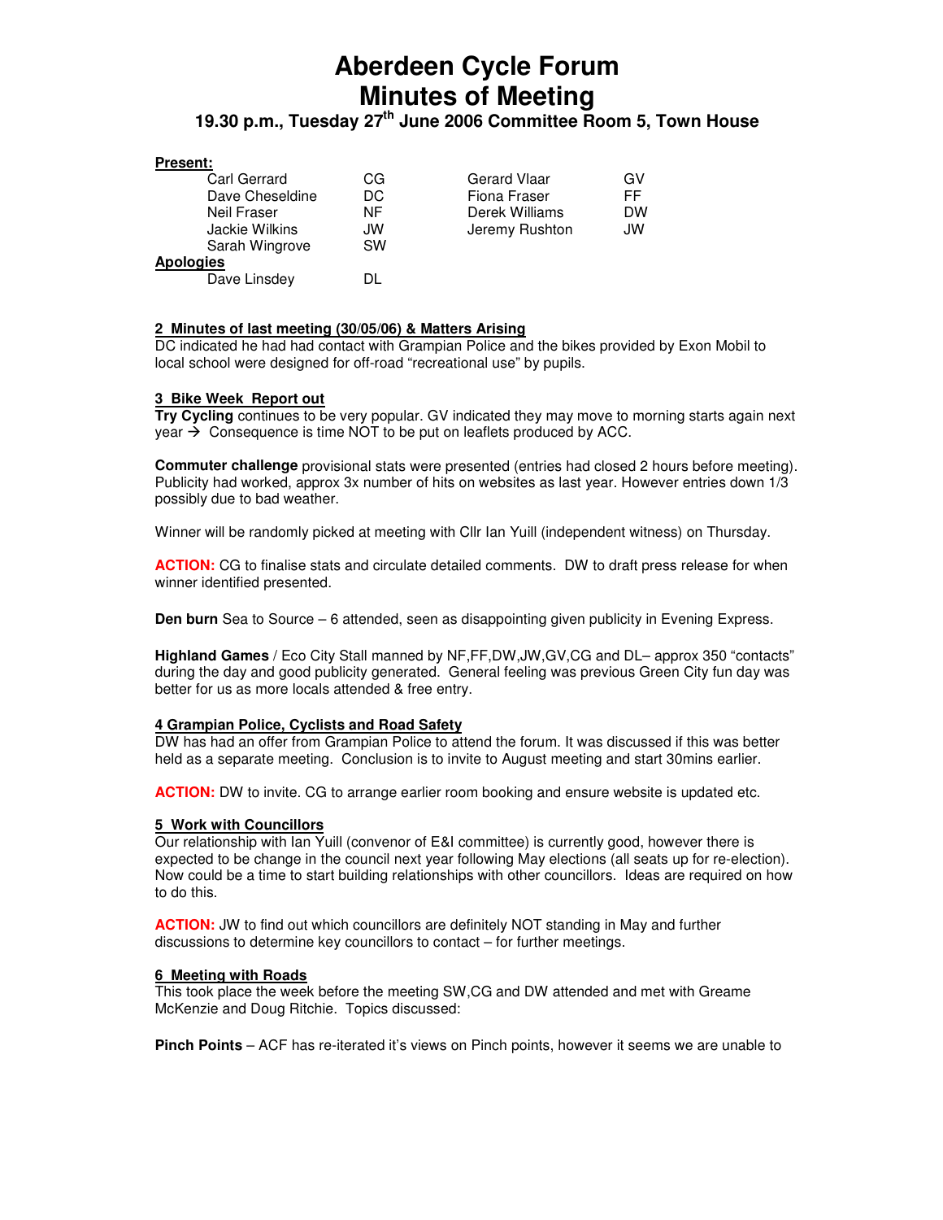# Aberdeen Cycle Forum
# Minutes of Meeting
### 19.30 p.m., Tuesday 27th June 2006 Committee Room 5, Town House

**Present:**

| | | | |
|---|---|---|---|
| Carl Gerrard | CG | Gerard Vlaar | GV |
| Dave Cheseldine | DC | Fiona Fraser | FF |
| Neil Fraser | NF | Derek Williams | DW |
| Jackie Wilkins | JW | Jeremy Rushton | JW |
| Sarah Wingrove | SW | | |

**Apologies**

Dave Linsdey DL

**2 Minutes of last meeting (30/05/06) & Matters Arising**

DC indicated he had had contact with Grampian Police and the bikes provided by Exon Mobil to local school were designed for off-road "recreational use" by pupils.

**3 Bike Week Report out**

**Try Cycling** continues to be very popular. GV indicated they may move to morning starts again next year → Consequence is time NOT to be put on leaflets produced by ACC.

**Commuter challenge** provisional stats were presented (entries had closed 2 hours before meeting). Publicity had worked, approx 3x number of hits on websites as last year. However entries down 1/3 possibly due to bad weather.

Winner will be randomly picked at meeting with Cllr Ian Yuill (independent witness) on Thursday.

**ACTION:** CG to finalise stats and circulate detailed comments. DW to draft press release for when winner identified presented.

**Den burn** Sea to Source – 6 attended, seen as disappointing given publicity in Evening Express.

**Highland Games** / Eco City Stall manned by NF,FF,DW,JW,GV,CG and DL– approx 350 "contacts" during the day and good publicity generated. General feeling was previous Green City fun day was better for us as more locals attended & free entry.

**4 Grampian Police, Cyclists and Road Safety**

DW has had an offer from Grampian Police to attend the forum. It was discussed if this was better held as a separate meeting. Conclusion is to invite to August meeting and start 30mins earlier.

**ACTION:** DW to invite. CG to arrange earlier room booking and ensure website is updated etc.

**5 Work with Councillors**

Our relationship with Ian Yuill (convenor of E&I committee) is currently good, however there is expected to be change in the council next year following May elections (all seats up for re-election). Now could be a time to start building relationships with other councillors. Ideas are required on how to do this.

**ACTION:** JW to find out which councillors are definitely NOT standing in May and further discussions to determine key councillors to contact – for further meetings.

**6 Meeting with Roads**

This took place the week before the meeting SW,CG and DW attended and met with Greame McKenzie and Doug Ritchie. Topics discussed:

**Pinch Points** – ACF has re-iterated it's views on Pinch points, however it seems we are unable to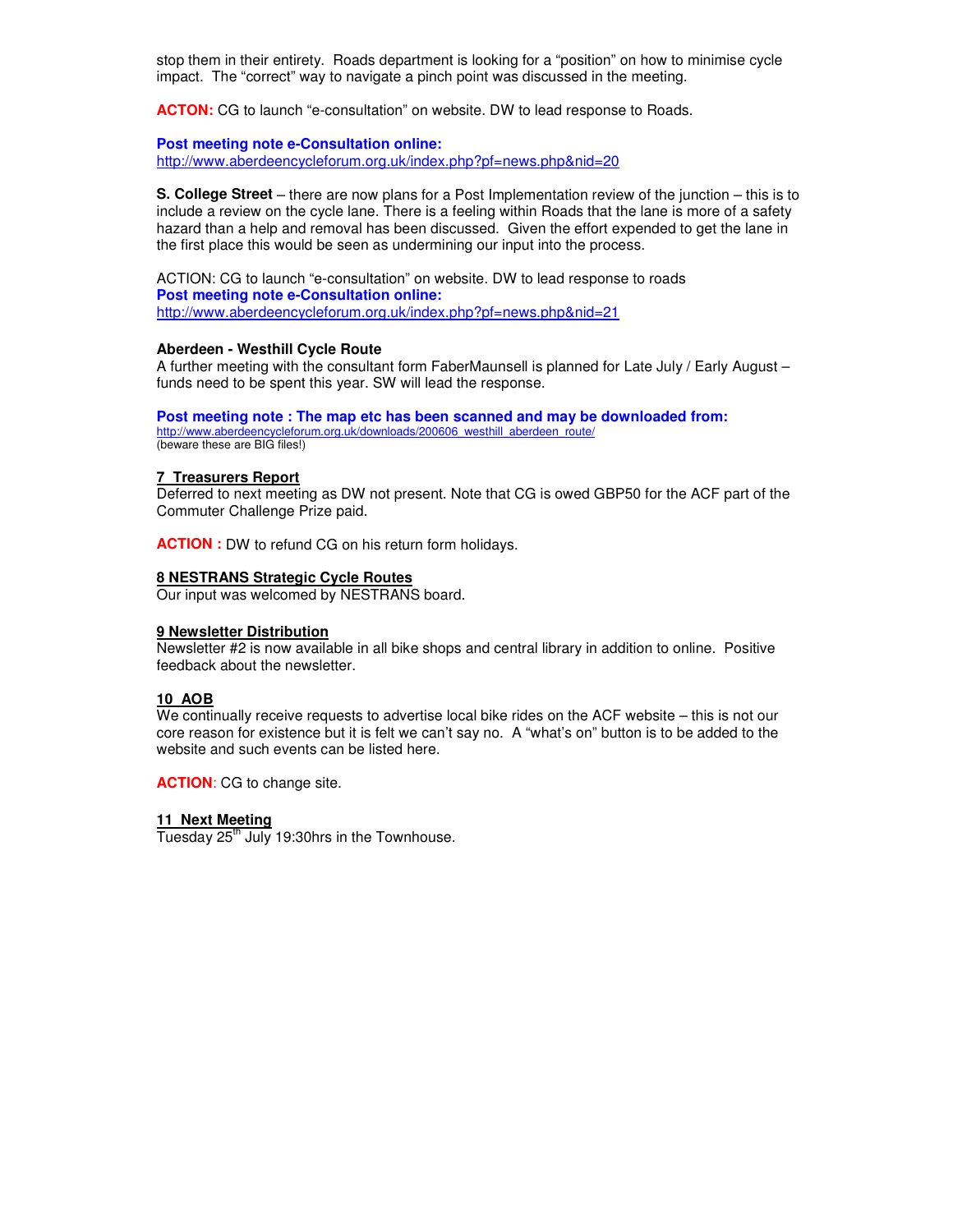stop them in their entirety. Roads department is looking for a "position" on how to minimise cycle impact. The "correct" way to navigate a pinch point was discussed in the meeting.

**ACTON:** CG to launch "e-consultation" on website. DW to lead response to Roads.

**Post meeting note e-Consultation online:**
http://www.aberdeencycleforum.org.uk/index.php?pf=news.php&nid=20

**S. College Street** – there are now plans for a Post Implementation review of the junction – this is to include a review on the cycle lane. There is a feeling within Roads that the lane is more of a safety hazard than a help and removal has been discussed. Given the effort expended to get the lane in the first place this would be seen as undermining our input into the process.

ACTION: CG to launch "e-consultation" on website. DW to lead response to roads
**Post meeting note e-Consultation online:**
http://www.aberdeencycleforum.org.uk/index.php?pf=news.php&nid=21

**Aberdeen - Westhill Cycle Route**
A further meeting with the consultant form FaberMaunsell is planned for Late July / Early August – funds need to be spent this year. SW will lead the response.

**Post meeting note : The map etc has been scanned and may be downloaded from:**
http://www.aberdeencycleforum.org.uk/downloads/200606_westhill_aberdeen_route/
(beware these are BIG files!)

## 7 Treasurers Report

Deferred to next meeting as DW not present. Note that CG is owed GBP50 for the ACF part of the Commuter Challenge Prize paid.

**ACTION :** DW to refund CG on his return form holidays.

## 8 NESTRANS Strategic Cycle Routes

Our input was welcomed by NESTRANS board.

## 9 Newsletter Distribution

Newsletter #2 is now available in all bike shops and central library in addition to online. Positive feedback about the newsletter.

## 10 AOB

We continually receive requests to advertise local bike rides on the ACF website – this is not our core reason for existence but it is felt we can't say no. A "what's on" button is to be added to the website and such events can be listed here.

**ACTION**: CG to change site.

## 11 Next Meeting

Tuesday 25th July 19:30hrs in the Townhouse.